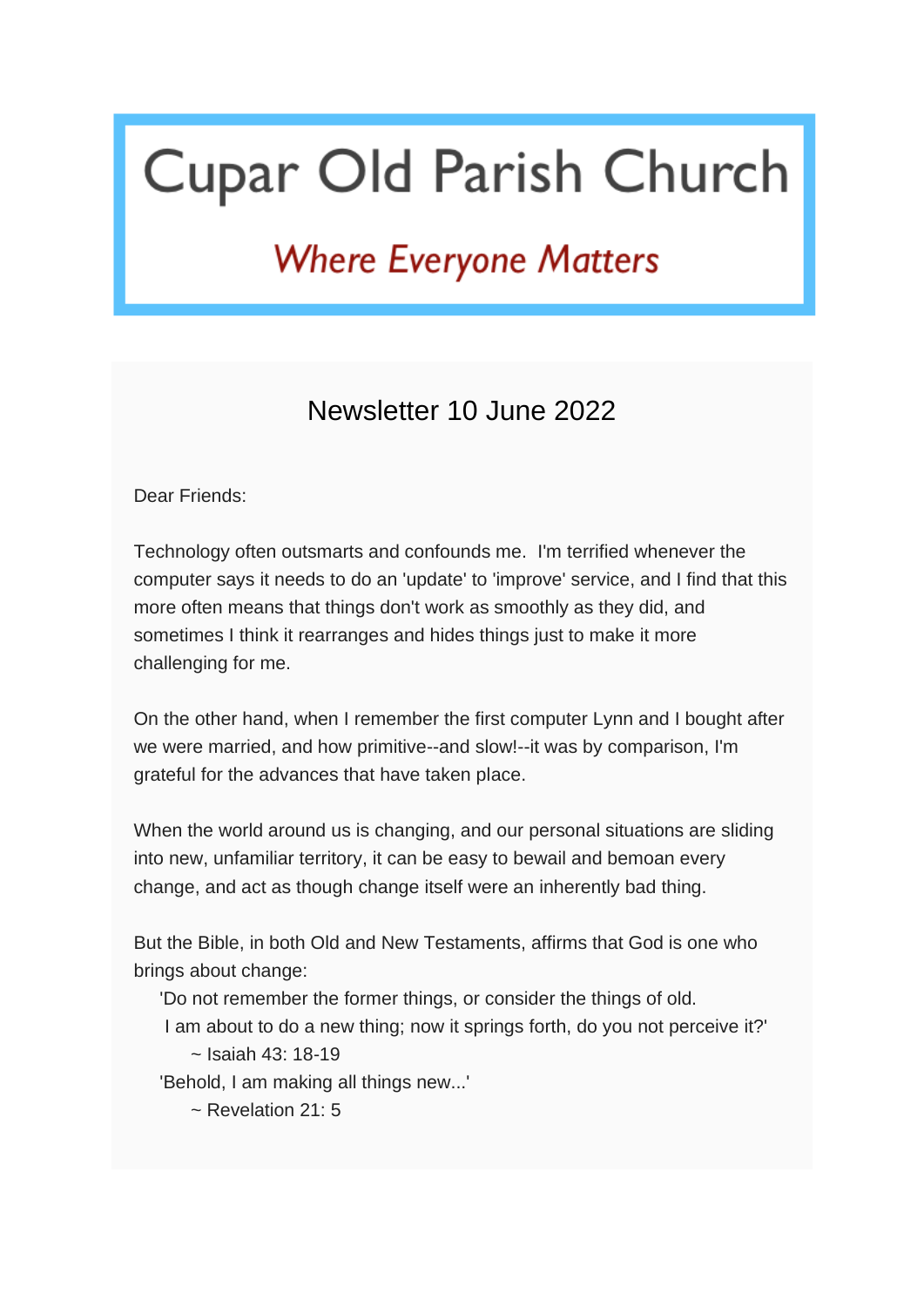# Cupar Old Parish Church

*Where Everyone Matters*

## Newsletter 10 June 2022

Dear Friends:

Technology often outsmarts and confounds me. I'm terrified whenever the computer says it needs to do an 'update' to 'improve' service, and I find that this more often means that things don't work as smoothly as they did, and sometimes I think it rearranges and hides things just to make it more challenging for me.

On the other hand, when I remember the first computer Lynn and I bought after we were married, and how primitive--and slow!--it was by comparison, I'm grateful for the advances that have taken place.

When the world around us is changing, and our personal situations are sliding into new, unfamiliar territory, it can be easy to bewail and bemoan every change, and act as though change itself were an inherently bad thing.

But the Bible, in both Old and New Testaments, affirms that God is one who brings about change:

> 'Do not remember the former things, or consider the things of old.
> I am about to do a new thing; now it springs forth, do you not perceive it?'
> ~ Isaiah 43: 18-19
>
> 'Behold, I am making all things new...'
> ~ Revelation 21: 5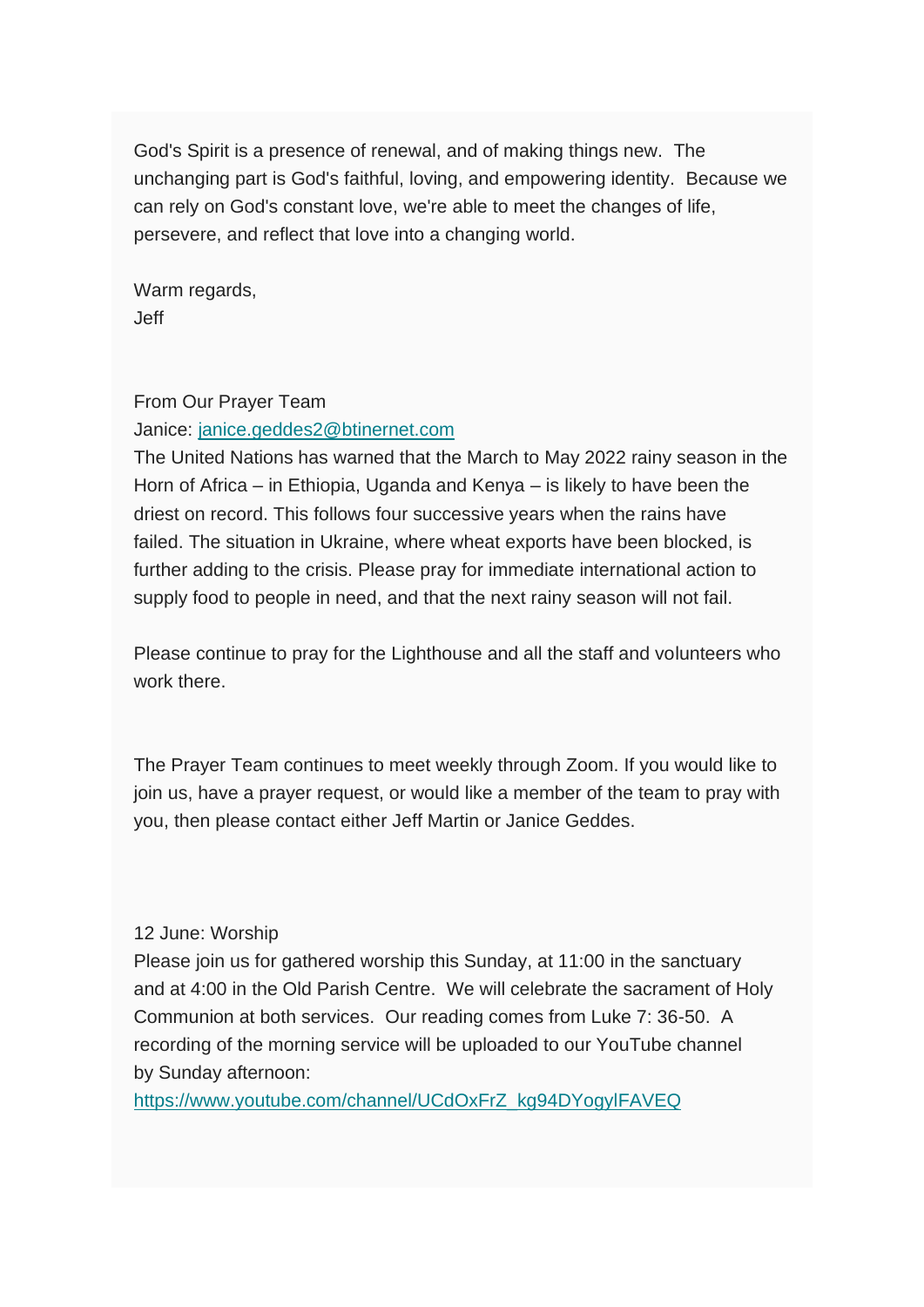God's Spirit is a presence of renewal, and of making things new. The unchanging part is God's faithful, loving, and empowering identity. Because we can rely on God's constant love, we're able to meet the changes of life, persevere, and reflect that love into a changing world.

Warm regards,
Jeff

From Our Prayer Team

Janice: [janice.geddes2@btinernet.com](mailto:janice.geddes2@btinernet.com)

The United Nations has warned that the March to May 2022 rainy season in the Horn of Africa – in Ethiopia, Uganda and Kenya – is likely to have been the driest on record. This follows four successive years when the rains have failed. The situation in Ukraine, where wheat exports have been blocked, is further adding to the crisis. Please pray for immediate international action to supply food to people in need, and that the next rainy season will not fail.

Please continue to pray for the Lighthouse and all the staff and volunteers who work there.

The Prayer Team continues to meet weekly through Zoom. If you would like to join us, have a prayer request, or would like a member of the team to pray with you, then please contact either Jeff Martin or Janice Geddes.

12 June: Worship

Please join us for gathered worship this Sunday, at 11:00 in the sanctuary and at 4:00 in the Old Parish Centre. We will celebrate the sacrament of Holy Communion at both services. Our reading comes from Luke 7: 36-50. A recording of the morning service will be uploaded to our YouTube channel by Sunday afternoon:

[https://www.youtube.com/channel/UCdOxFrZ_kg94DYogylFAVEQ](https://www.youtube.com/channel/UCdOxFrZ_kg94DYogylFAVEQ)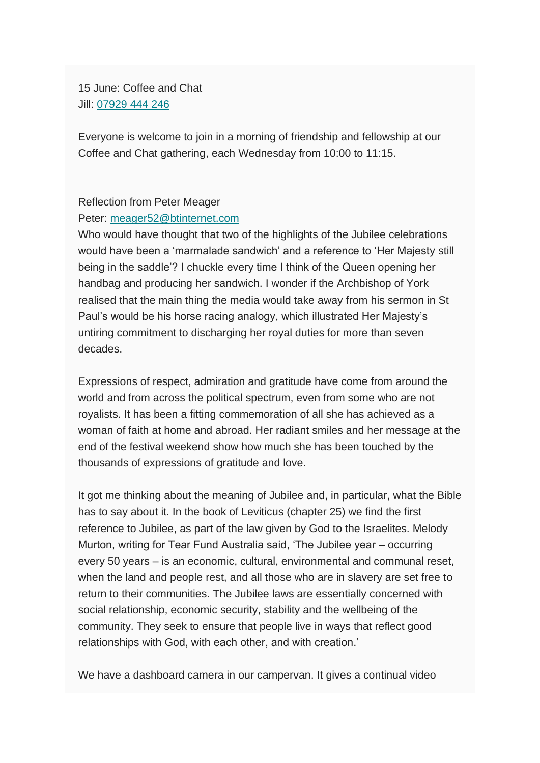15 June: Coffee and Chat
Jill: 07929 444 246

Everyone is welcome to join in a morning of friendship and fellowship at our Coffee and Chat gathering, each Wednesday from 10:00 to 11:15.

Reflection from Peter Meager
Peter: meager52@btinternet.com
Who would have thought that two of the highlights of the Jubilee celebrations would have been a 'marmalade sandwich' and a reference to 'Her Majesty still being in the saddle'? I chuckle every time I think of the Queen opening her handbag and producing her sandwich. I wonder if the Archbishop of York realised that the main thing the media would take away from his sermon in St Paul's would be his horse racing analogy, which illustrated Her Majesty's untiring commitment to discharging her royal duties for more than seven decades.

Expressions of respect, admiration and gratitude have come from around the world and from across the political spectrum, even from some who are not royalists. It has been a fitting commemoration of all she has achieved as a woman of faith at home and abroad. Her radiant smiles and her message at the end of the festival weekend show how much she has been touched by the thousands of expressions of gratitude and love.

It got me thinking about the meaning of Jubilee and, in particular, what the Bible has to say about it. In the book of Leviticus (chapter 25) we find the first reference to Jubilee, as part of the law given by God to the Israelites. Melody Murton, writing for Tear Fund Australia said, 'The Jubilee year – occurring every 50 years – is an economic, cultural, environmental and communal reset, when the land and people rest, and all those who are in slavery are set free to return to their communities. The Jubilee laws are essentially concerned with social relationship, economic security, stability and the wellbeing of the community. They seek to ensure that people live in ways that reflect good relationships with God, with each other, and with creation.'

We have a dashboard camera in our campervan. It gives a continual video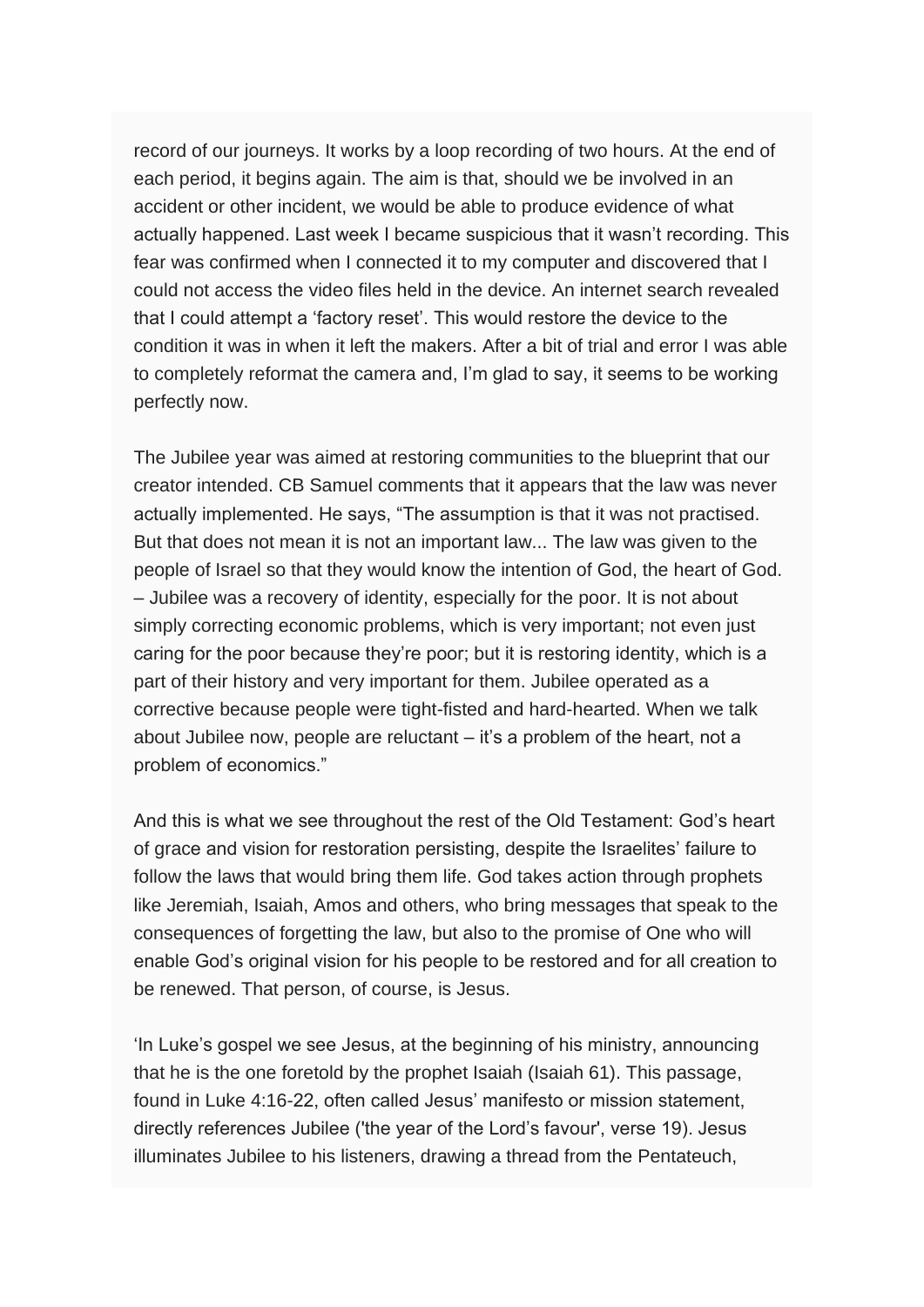record of our journeys. It works by a loop recording of two hours. At the end of each period, it begins again. The aim is that, should we be involved in an accident or other incident, we would be able to produce evidence of what actually happened. Last week I became suspicious that it wasn't recording. This fear was confirmed when I connected it to my computer and discovered that I could not access the video files held in the device. An internet search revealed that I could attempt a 'factory reset'. This would restore the device to the condition it was in when it left the makers. After a bit of trial and error I was able to completely reformat the camera and, I'm glad to say, it seems to be working perfectly now.

The Jubilee year was aimed at restoring communities to the blueprint that our creator intended. CB Samuel comments that it appears that the law was never actually implemented. He says, "The assumption is that it was not practised. But that does not mean it is not an important law... The law was given to the people of Israel so that they would know the intention of God, the heart of God. – Jubilee was a recovery of identity, especially for the poor. It is not about simply correcting economic problems, which is very important; not even just caring for the poor because they're poor; but it is restoring identity, which is a part of their history and very important for them. Jubilee operated as a corrective because people were tight-fisted and hard-hearted. When we talk about Jubilee now, people are reluctant – it's a problem of the heart, not a problem of economics."

And this is what we see throughout the rest of the Old Testament: God's heart of grace and vision for restoration persisting, despite the Israelites' failure to follow the laws that would bring them life. God takes action through prophets like Jeremiah, Isaiah, Amos and others, who bring messages that speak to the consequences of forgetting the law, but also to the promise of One who will enable God's original vision for his people to be restored and for all creation to be renewed. That person, of course, is Jesus.

'In Luke's gospel we see Jesus, at the beginning of his ministry, announcing that he is the one foretold by the prophet Isaiah (Isaiah 61). This passage, found in Luke 4:16-22, often called Jesus' manifesto or mission statement, directly references Jubilee ('the year of the Lord's favour', verse 19). Jesus illuminates Jubilee to his listeners, drawing a thread from the Pentateuch,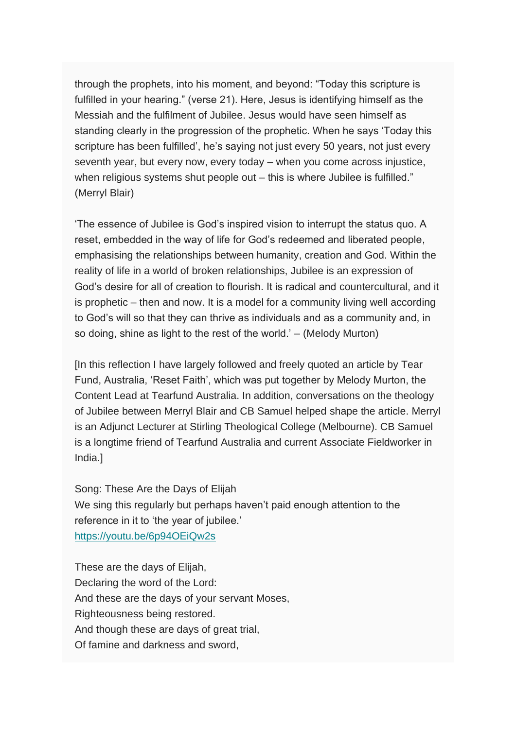through the prophets, into his moment, and beyond: "Today this scripture is fulfilled in your hearing." (verse 21). Here, Jesus is identifying himself as the Messiah and the fulfilment of Jubilee. Jesus would have seen himself as standing clearly in the progression of the prophetic. When he says 'Today this scripture has been fulfilled', he's saying not just every 50 years, not just every seventh year, but every now, every today – when you come across injustice, when religious systems shut people out – this is where Jubilee is fulfilled." (Merryl Blair)

'The essence of Jubilee is God's inspired vision to interrupt the status quo. A reset, embedded in the way of life for God's redeemed and liberated people, emphasising the relationships between humanity, creation and God. Within the reality of life in a world of broken relationships, Jubilee is an expression of God's desire for all of creation to flourish. It is radical and countercultural, and it is prophetic – then and now. It is a model for a community living well according to God's will so that they can thrive as individuals and as a community and, in so doing, shine as light to the rest of the world.' – (Melody Murton)

[In this reflection I have largely followed and freely quoted an article by Tear Fund, Australia, 'Reset Faith', which was put together by Melody Murton, the Content Lead at Tearfund Australia. In addition, conversations on the theology of Jubilee between Merryl Blair and CB Samuel helped shape the article. Merryl is an Adjunct Lecturer at Stirling Theological College (Melbourne). CB Samuel is a longtime friend of Tearfund Australia and current Associate Fieldworker in India.]

Song: These Are the Days of Elijah
We sing this regularly but perhaps haven't paid enough attention to the reference in it to 'the year of jubilee.'
https://youtu.be/6p94OEiQw2s

These are the days of Elijah,
Declaring the word of the Lord:
And these are the days of your servant Moses,
Righteousness being restored.
And though these are days of great trial,
Of famine and darkness and sword,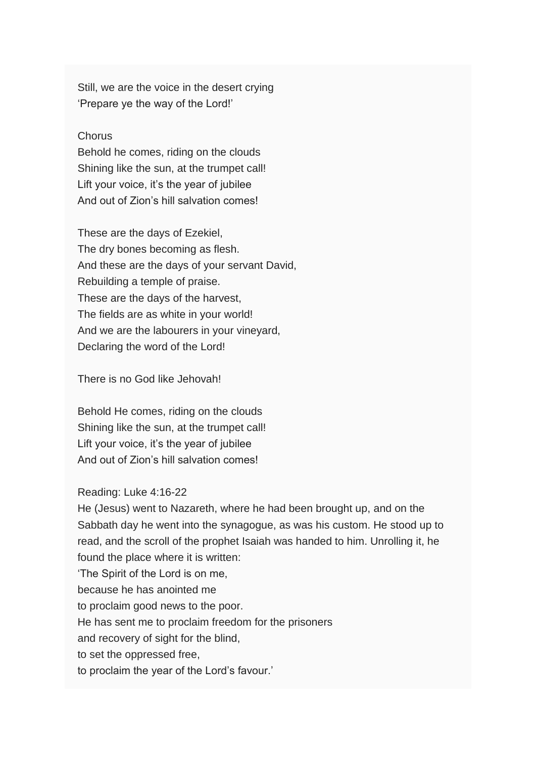Still, we are the voice in the desert crying
'Prepare ye the way of the Lord!'

Chorus
Behold he comes, riding on the clouds
Shining like the sun, at the trumpet call!
Lift your voice, it's the year of jubilee
And out of Zion's hill salvation comes!

These are the days of Ezekiel,
The dry bones becoming as flesh.
And these are the days of your servant David,
Rebuilding a temple of praise.
These are the days of the harvest,
The fields are as white in your world!
And we are the labourers in your vineyard,
Declaring the word of the Lord!

There is no God like Jehovah!

Behold He comes, riding on the clouds
Shining like the sun, at the trumpet call!
Lift your voice, it's the year of jubilee
And out of Zion's hill salvation comes!

Reading: Luke 4:16-22
He (Jesus) went to Nazareth, where he had been brought up, and on the Sabbath day he went into the synagogue, as was his custom. He stood up to read, and the scroll of the prophet Isaiah was handed to him. Unrolling it, he found the place where it is written:
'The Spirit of the Lord is on me,
because he has anointed me
to proclaim good news to the poor.
He has sent me to proclaim freedom for the prisoners
and recovery of sight for the blind,
to set the oppressed free,
to proclaim the year of the Lord's favour.'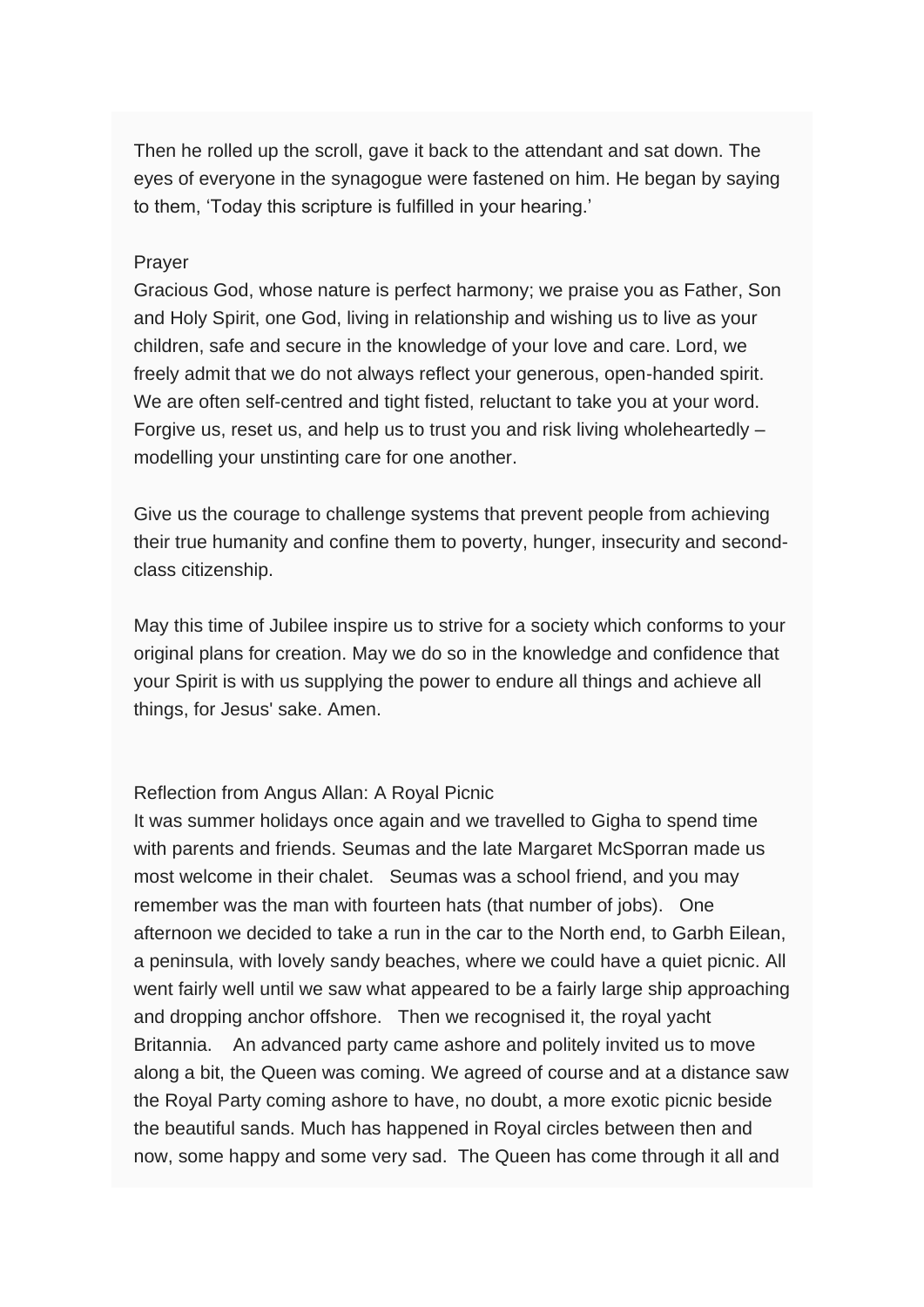Then he rolled up the scroll, gave it back to the attendant and sat down. The eyes of everyone in the synagogue were fastened on him. He began by saying to them, 'Today this scripture is fulfilled in your hearing.'

Prayer

Gracious God, whose nature is perfect harmony; we praise you as Father, Son and Holy Spirit, one God, living in relationship and wishing us to live as your children, safe and secure in the knowledge of your love and care. Lord, we freely admit that we do not always reflect your generous, open-handed spirit. We are often self-centred and tight fisted, reluctant to take you at your word. Forgive us, reset us, and help us to trust you and risk living wholeheartedly – modelling your unstinting care for one another.

Give us the courage to challenge systems that prevent people from achieving their true humanity and confine them to poverty, hunger, insecurity and second-class citizenship.

May this time of Jubilee inspire us to strive for a society which conforms to your original plans for creation. May we do so in the knowledge and confidence that your Spirit is with us supplying the power to endure all things and achieve all things, for Jesus' sake. Amen.

Reflection from Angus Allan: A Royal Picnic

It was summer holidays once again and we travelled to Gigha to spend time with parents and friends. Seumas and the late Margaret McSporran made us most welcome in their chalet. Seumas was a school friend, and you may remember was the man with fourteen hats (that number of jobs). One afternoon we decided to take a run in the car to the North end, to Garbh Eilean, a peninsula, with lovely sandy beaches, where we could have a quiet picnic. All went fairly well until we saw what appeared to be a fairly large ship approaching and dropping anchor offshore. Then we recognised it, the royal yacht Britannia. An advanced party came ashore and politely invited us to move along a bit, the Queen was coming. We agreed of course and at a distance saw the Royal Party coming ashore to have, no doubt, a more exotic picnic beside the beautiful sands. Much has happened in Royal circles between then and now, some happy and some very sad. The Queen has come through it all and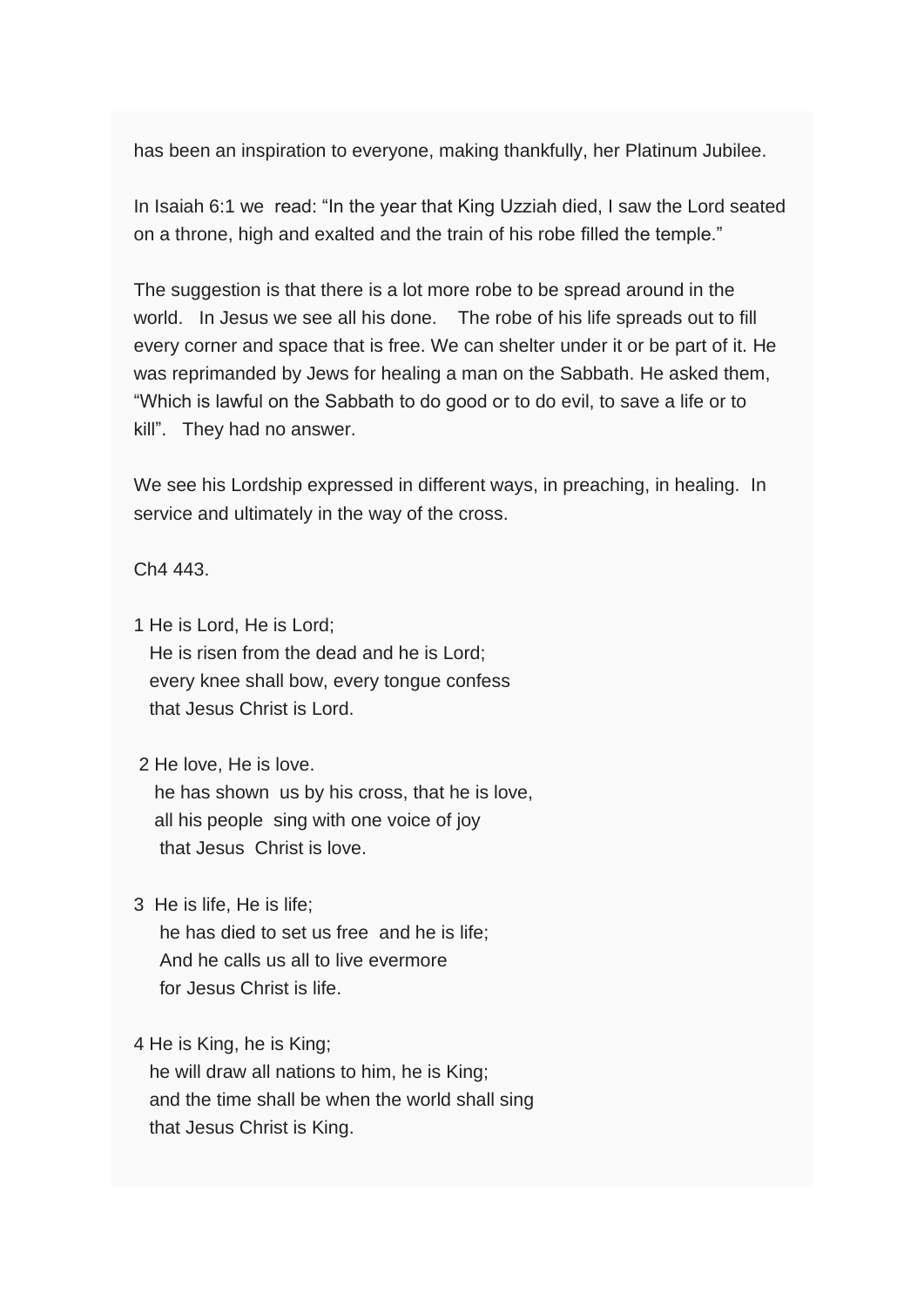has been an inspiration to everyone, making thankfully, her Platinum Jubilee.

In Isaiah 6:1 we read: “In the year that King Uzziah died, I saw the Lord seated on a throne, high and exalted and the train of his robe filled the temple.”

The suggestion is that there is a lot more robe to be spread around in the world. In Jesus we see all his done. The robe of his life spreads out to fill every corner and space that is free. We can shelter under it or be part of it. He was reprimanded by Jews for healing a man on the Sabbath. He asked them, “Which is lawful on the Sabbath to do good or to do evil, to save a life or to kill”. They had no answer.

We see his Lordship expressed in different ways, in preaching, in healing. In service and ultimately in the way of the cross.

Ch4 443.

1 He is Lord, He is Lord;  
He is risen from the dead and he is Lord;  
every knee shall bow, every tongue confess  
that Jesus Christ is Lord.

2 He love, He is love.  
he has shown us by his cross, that he is love,  
all his people sing with one voice of joy  
that Jesus Christ is love.

3 He is life, He is life;  
he has died to set us free and he is life;  
And he calls us all to live evermore  
for Jesus Christ is life.

4 He is King, he is King;  
he will draw all nations to him, he is King;  
and the time shall be when the world shall sing  
that Jesus Christ is King.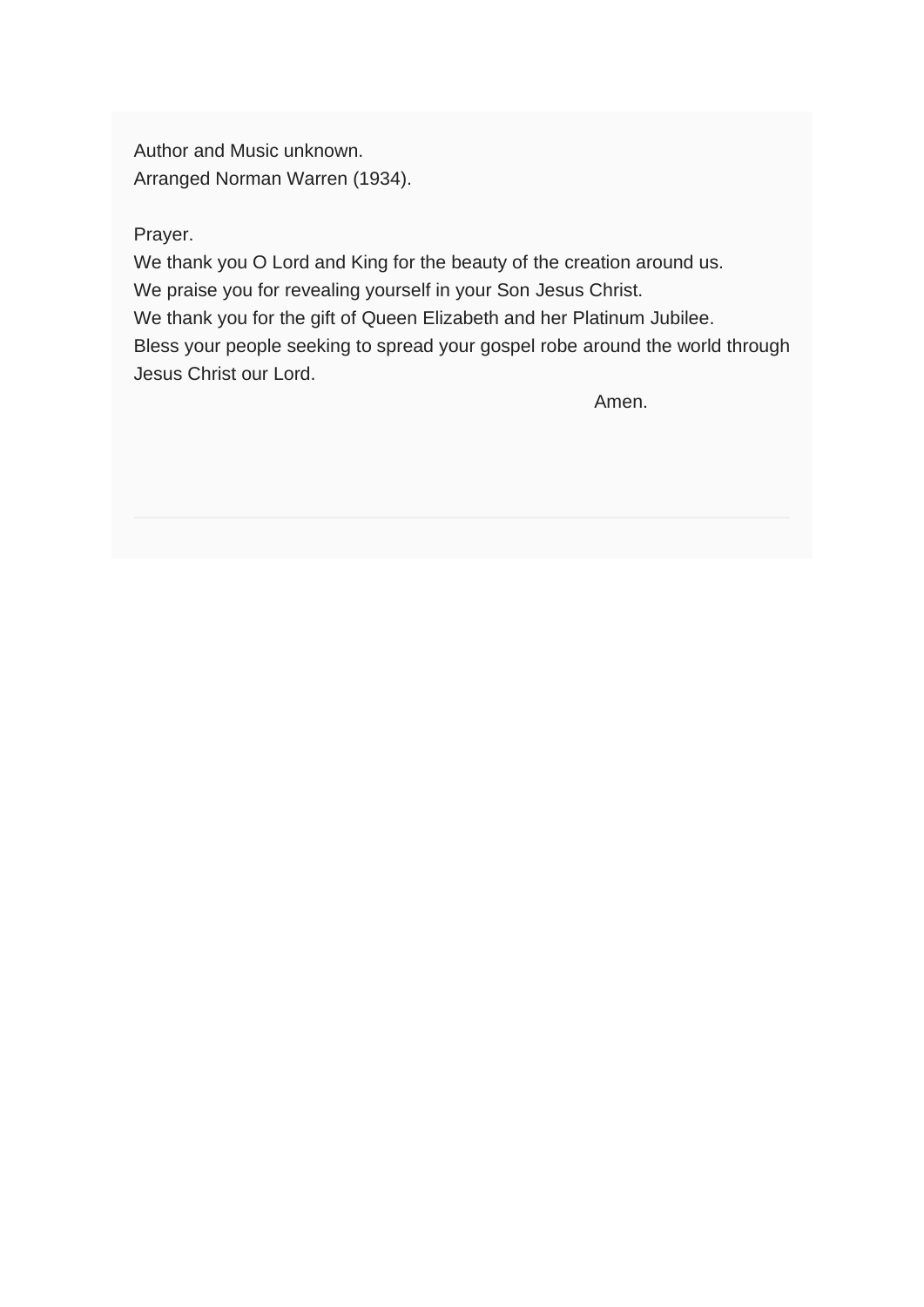Author and Music unknown.
Arranged Norman Warren (1934).

Prayer.
We thank you O Lord and King for the beauty of the creation around us.
We praise you for revealing yourself in your Son Jesus Christ.
We thank you for the gift of Queen Elizabeth and her Platinum Jubilee.
Bless your people seeking to spread your gospel robe around the world through Jesus Christ our Lord.

Amen.

---